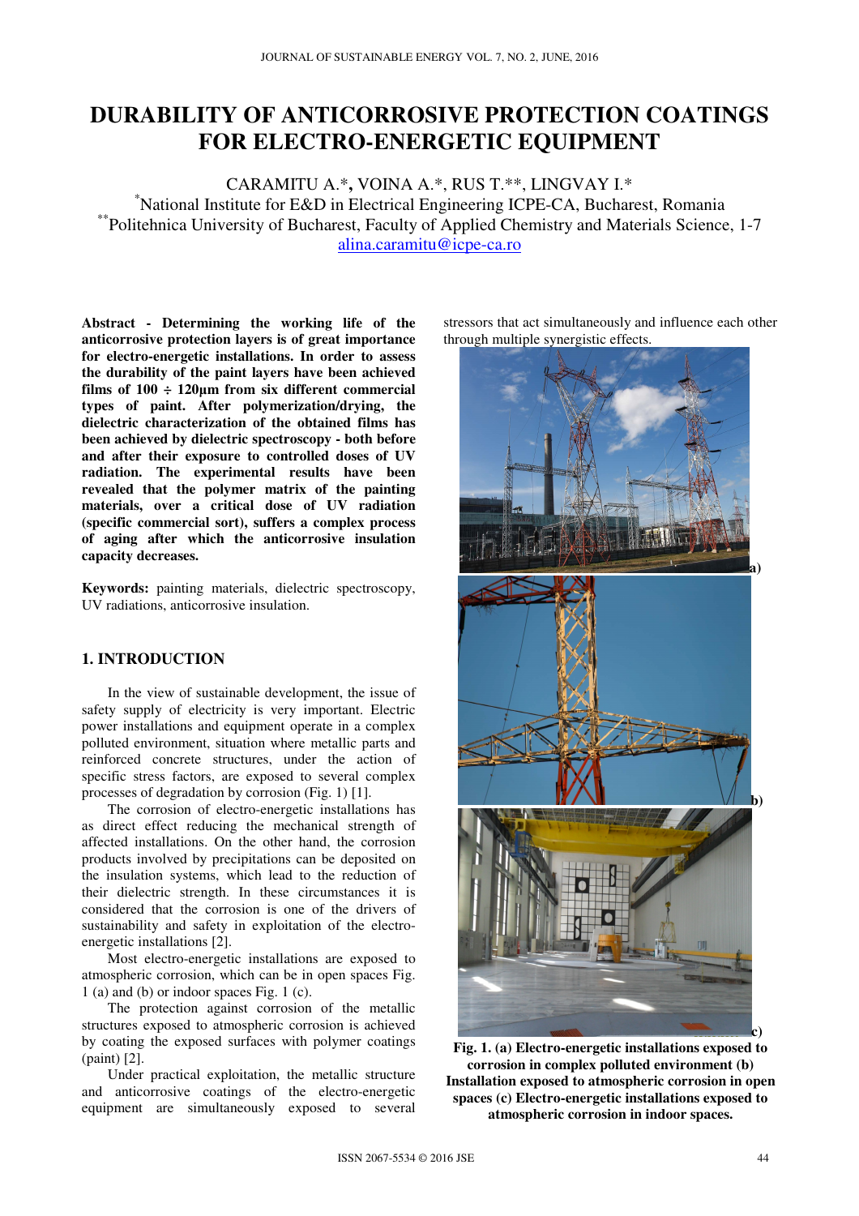# DURABILITY OF ANTICORROSIVE PROTECTION COATINGS FOR ELECTRO-ENERGETIC EQUIPMENT

CARAMITU A.*, VOINA A.*, RUS T.**, LINGVAY I.*

*National Institute for E&D in Electrical Engineering ICPE-CA, Bucharest, Romania

**Politehnica University of Bucharest, Faculty of Applied Chemistry and Materials Science, 1-7

alina.caramitu@icpe-ca.ro

**Abstract - Determining the working life of the anticorrosive protection layers is of great importance for electro-energetic installations. In order to assess the durability of the paint layers have been achieved films of 100 ÷ 120µm from six different commercial types of paint. After polymerization/drying, the dielectric characterization of the obtained films has been achieved by dielectric spectroscopy - both before and after their exposure to controlled doses of UV radiation. The experimental results have been revealed that the polymer matrix of the painting materials, over a critical dose of UV radiation (specific commercial sort), suffers a complex process of aging after which the anticorrosive insulation capacity decreases.**

**Keywords:** painting materials, dielectric spectroscopy, UV radiations, anticorrosive insulation.

## 1. INTRODUCTION

In the view of sustainable development, the issue of safety supply of electricity is very important. Electric power installations and equipment operate in a complex polluted environment, situation where metallic parts and reinforced concrete structures, under the action of specific stress factors, are exposed to several complex processes of degradation by corrosion (Fig. 1) [1].

The corrosion of electro-energetic installations has as direct effect reducing the mechanical strength of affected installations. On the other hand, the corrosion products involved by precipitations can be deposited on the insulation systems, which lead to the reduction of their dielectric strength. In these circumstances it is considered that the corrosion is one of the drivers of sustainability and safety in exploitation of the electro-energetic installations [2].

Most electro-energetic installations are exposed to atmospheric corrosion, which can be in open spaces Fig. 1 (a) and (b) or indoor spaces Fig. 1 (c).

The protection against corrosion of the metallic structures exposed to atmospheric corrosion is achieved by coating the exposed surfaces with polymer coatings (paint) [2].

Under practical exploitation, the metallic structure and anticorrosive coatings of the electro-energetic equipment are simultaneously exposed to several stressors that act simultaneously and influence each other through multiple synergistic effects.

**Fig. 1. (a) Electro-energetic installations exposed to corrosion in complex polluted environment (b) Installation exposed to atmospheric corrosion in open spaces (c) Electro-energetic installations exposed to atmospheric corrosion in indoor spaces.**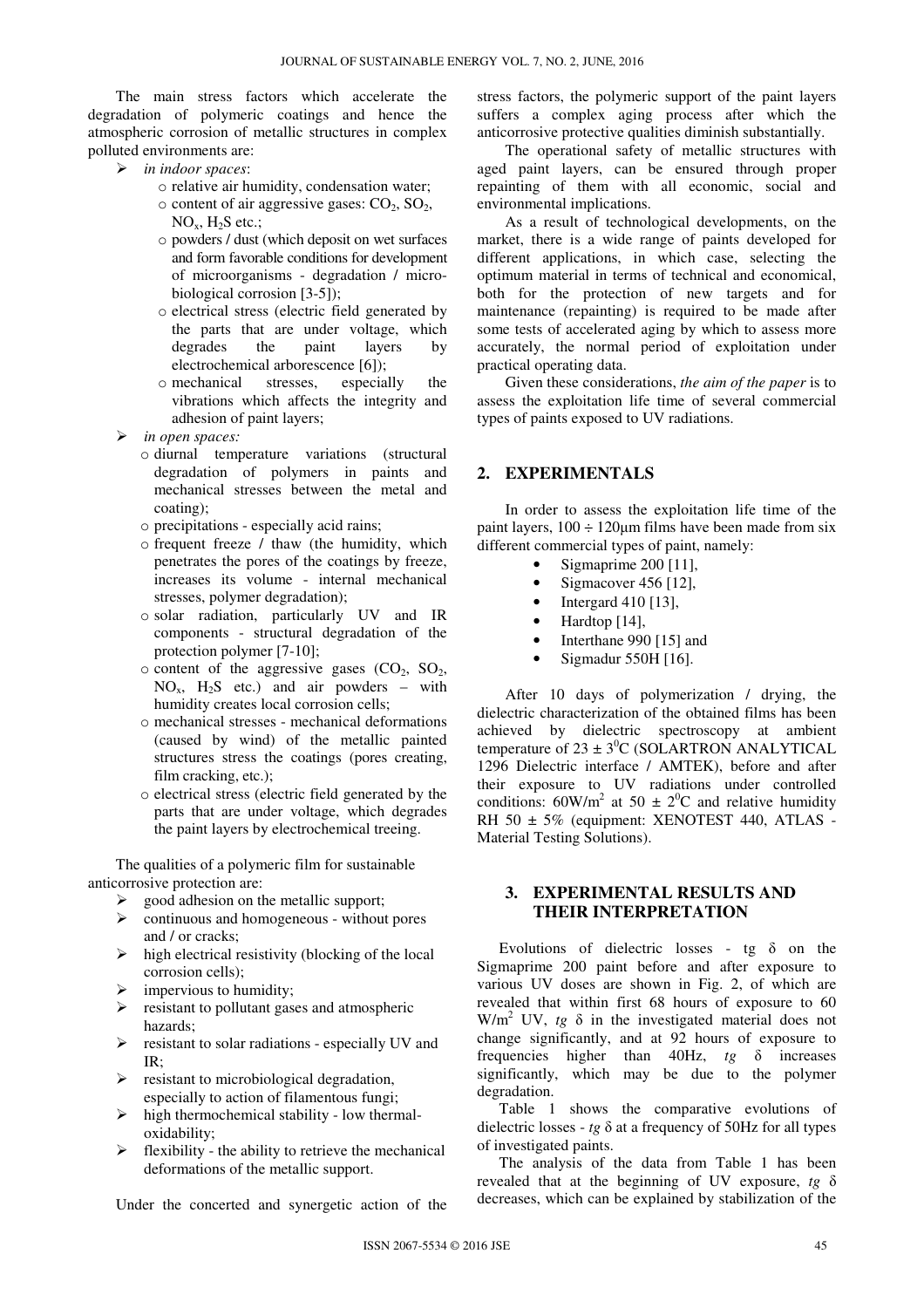The main stress factors which accelerate the degradation of polymeric coatings and hence the atmospheric corrosion of metallic structures in complex polluted environments are:

- *in indoor spaces*:
  - relative air humidity, condensation water;
  - content of air aggressive gases: $CO_2$, $SO_2$, $NO_x$, $H_2S$ etc.;
  - powders / dust (which deposit on wet surfaces and form favorable conditions for development of microorganisms - degradation / micro-biological corrosion [3-5]);
  - electrical stress (electric field generated by the parts that are under voltage, which degrades the paint layers by electrochemical arborescence [6]);
  - mechanical stresses, especially the vibrations which affects the integrity and adhesion of paint layers;
- *in open spaces:*
  - diurnal temperature variations (structural degradation of polymers in paints and mechanical stresses between the metal and coating);
  - precipitations - especially acid rains;
  - frequent freeze / thaw (the humidity, which penetrates the pores of the coatings by freeze, increases its volume - internal mechanical stresses, polymer degradation);
  - solar radiation, particularly UV and IR components - structural degradation of the protection polymer [7-10];
  - content of the aggressive gases ($CO_2$, $SO_2$, $NO_x$, $H_2S$ etc.) and air powders – with humidity creates local corrosion cells;
  - mechanical stresses - mechanical deformations (caused by wind) of the metallic painted structures stress the coatings (pores creating, film cracking, etc.);
  - electrical stress (electric field generated by the parts that are under voltage, which degrades the paint layers by electrochemical treeing.

The qualities of a polymeric film for sustainable anticorrosive protection are:

- good adhesion on the metallic support;
- continuous and homogeneous - without pores and / or cracks;
- high electrical resistivity (blocking of the local corrosion cells);
- impervious to humidity;
- resistant to pollutant gases and atmospheric hazards;
- resistant to solar radiations - especially UV and IR;
- resistant to microbiological degradation, especially to action of filamentous fungi;
- high thermochemical stability - low thermal-oxidability;
- flexibility - the ability to retrieve the mechanical deformations of the metallic support.

Under the concerted and synergetic action of the stress factors, the polymeric support of the paint layers suffers a complex aging process after which the anticorrosive protective qualities diminish substantially.

The operational safety of metallic structures with aged paint layers, can be ensured through proper repainting of them with all economic, social and environmental implications.

As a result of technological developments, on the market, there is a wide range of paints developed for different applications, in which case, selecting the optimum material in terms of technical and economical, both for the protection of new targets and for maintenance (repainting) is required to be made after some tests of accelerated aging by which to assess more accurately, the normal period of exploitation under practical operating data.

Given these considerations, *the aim of the paper* is to assess the exploitation life time of several commercial types of paints exposed to UV radiations.

## 2. EXPERIMENTALS

In order to assess the exploitation life time of the paint layers, $100 \div 120\mu m$ films have been made from six different commercial types of paint, namely:

- Sigmaprime 200 [11],
- Sigmacover 456 [12],
- Intergard 410 [13],
- Hardtop [14],
- Interthane 990 [15] and
- Sigmadur 550H [16].

After 10 days of polymerization / drying, the dielectric characterization of the obtained films has been achieved by dielectric spectroscopy at ambient temperature of $23 \pm 3^0C$ (SOLARTRON ANALYTICAL 1296 Dielectric interface / AMTEK), before and after their exposure to UV radiations under controlled conditions: $60W/m^2$ at $50 \pm 2^0C$ and relative humidity RH $50 \pm 5\%$ (equipment: XENOTEST 440, ATLAS - Material Testing Solutions).

## 3. EXPERIMENTAL RESULTS AND THEIR INTERPRETATION

Evolutions of dielectric losses - tg $\delta$ on the Sigmaprime 200 paint before and after exposure to various UV doses are shown in Fig. 2, of which are revealed that within first 68 hours of exposure to 60 $W/m^2$ UV, *tg* $\delta$ in the investigated material does not change significantly, and at 92 hours of exposure to frequencies higher than 40Hz, *tg* $\delta$ increases significantly, which may be due to the polymer degradation.

Table 1 shows the comparative evolutions of dielectric losses - *tg* $\delta$ at a frequency of 50Hz for all types of investigated paints.

The analysis of the data from Table 1 has been revealed that at the beginning of UV exposure, *tg* $\delta$ decreases, which can be explained by stabilization of the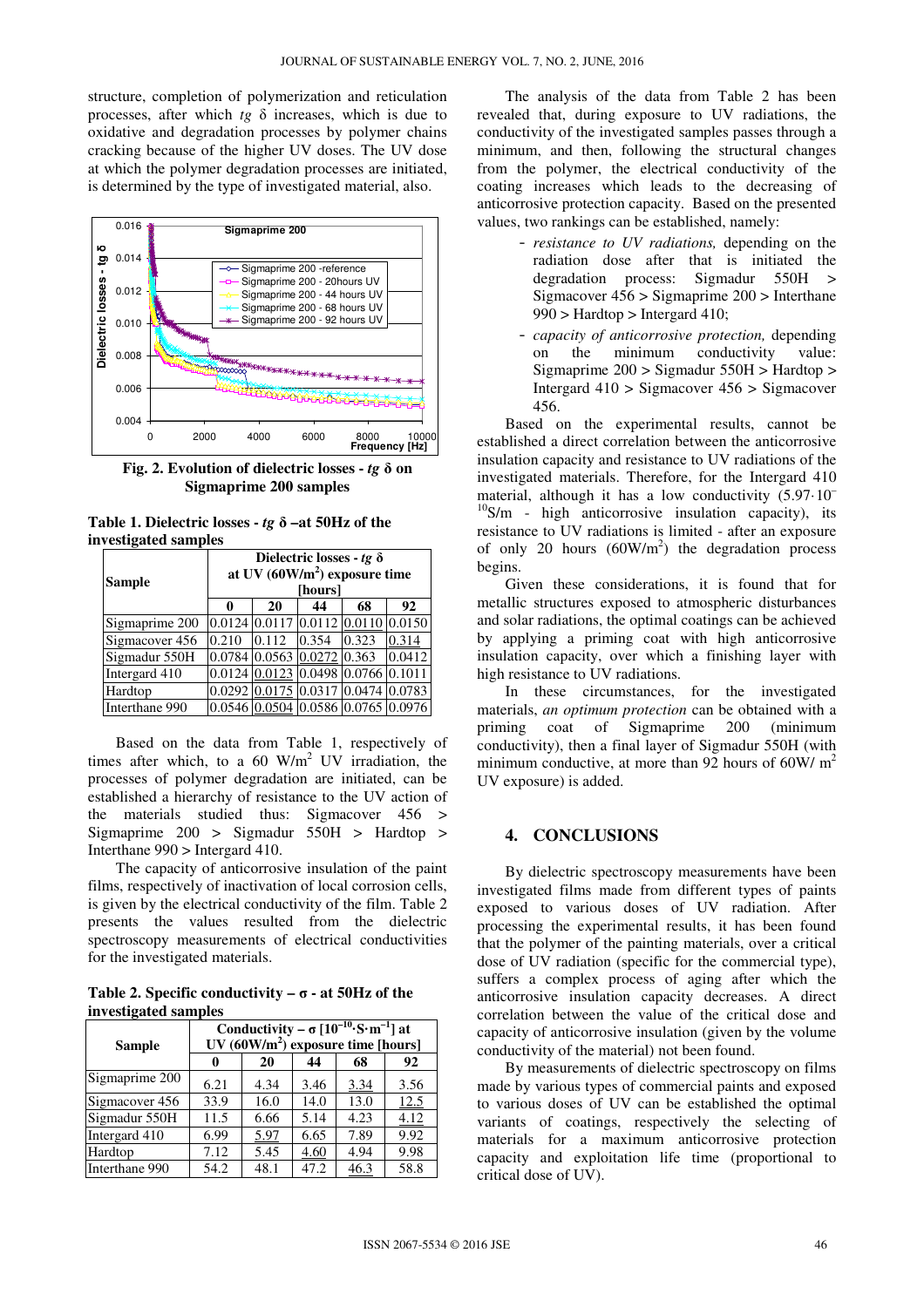structure, completion of polymerization and reticulation processes, after which *tg* δ increases, which is due to oxidative and degradation processes by polymer chains cracking because of the higher UV doses. The UV dose at which the polymer degradation processes are initiated, is determined by the type of investigated material, also.

**Fig. 2. Evolution of dielectric losses - *tg* δ on Sigmaprime 200 samples**

**Table 1. Dielectric losses - *tg* δ –at 50Hz of the investigated samples**

| Sample | Dielectric losses - *tg* δ at UV ($60W/m^2$) exposure time [hours] | | | | |
|---|---|---|---|---|---|
| | 0 | 20 | 44 | 68 | 92 |
| Sigmaprime 200 | 0.0124 | 0.0117 | 0.0112 | 0.0110 | 0.0150 |
| Sigmacover 456 | 0.210 | 0.112 | 0.354 | 0.323 | 0.314 |
| Sigmadur 550H | 0.0784 | 0.0563 | 0.0272 | 0.363 | 0.0412 |
| Intergard 410 | 0.0124 | 0.0123 | 0.0498 | 0.0766 | 0.1011 |
| Hardtop | 0.0292 | 0.0175 | 0.0317 | 0.0474 | 0.0783 |
| Interthane 990 | 0.0546 | 0.0504 | 0.0586 | 0.0765 | 0.0976 |

Based on the data from Table 1, respectively of times after which, to a 60 $W/m^2$ UV irradiation, the processes of polymer degradation are initiated, can be established a hierarchy of resistance to the UV action of the materials studied thus: Sigmacover 456 > Sigmaprime 200 > Sigmadur 550H > Hardtop > Interthane 990 > Intergard 410.

The capacity of anticorrosive insulation of the paint films, respectively of inactivation of local corrosion cells, is given by the electrical conductivity of the film. Table 2 presents the values resulted from the dielectric spectroscopy measurements of electrical conductivities for the investigated materials.

**Table 2. Specific conductivity – σ - at 50Hz of the investigated samples**

| Sample | Conductivity – σ [$10^{-10}$·S·m$^{-1}$] at UV ($60W/m^2$) exposure time [hours] | | | | |
|---|---|---|---|---|---|
| | 0 | 20 | 44 | 68 | 92 |
| Sigmaprime 200 | 6.21 | 4.34 | 3.46 | 3.34 | 3.56 |
| Sigmacover 456 | 33.9 | 16.0 | 14.0 | 13.0 | 12.5 |
| Sigmadur 550H | 11.5 | 6.66 | 5.14 | 4.23 | 4.12 |
| Intergard 410 | 6.99 | 5.97 | 6.65 | 7.89 | 9.92 |
| Hardtop | 7.12 | 5.45 | 4.60 | 4.94 | 9.98 |
| Interthane 990 | 54.2 | 48.1 | 47.2 | 46.3 | 58.8 |

The analysis of the data from Table 2 has been revealed that, during exposure to UV radiations, the conductivity of the investigated samples passes through a minimum, and then, following the structural changes from the polymer, the electrical conductivity of the coating increases which leads to the decreasing of anticorrosive protection capacity. Based on the presented values, two rankings can be established, namely:

- *resistance to UV radiations,* depending on the radiation dose after that is initiated the degradation process: Sigmadur 550H > Sigmacover 456 > Sigmaprime 200 > Interthane 990 > Hardtop > Intergard 410;
- *capacity of anticorrosive protection,* depending on the minimum conductivity value: Sigmaprime 200 > Sigmadur 550H > Hardtop > Intergard 410 > Sigmacover 456 > Sigmacover 456.

Based on the experimental results, cannot be established a direct correlation between the anticorrosive insulation capacity and resistance to UV radiations of the investigated materials. Therefore, for the Intergard 410 material, although it has a low conductivity ($5.97 \cdot 10^{-10}$S/m - high anticorrosive insulation capacity), its resistance to UV radiations is limited - after an exposure of only 20 hours ($60W/m^2$) the degradation process begins.

Given these considerations, it is found that for metallic structures exposed to atmospheric disturbances and solar radiations, the optimal coatings can be achieved by applying a priming coat with high anticorrosive insulation capacity, over which a finishing layer with high resistance to UV radiations.

In these circumstances, for the investigated materials, *an optimum protection* can be obtained with a priming coat of Sigmaprime 200 (minimum conductivity), then a final layer of Sigmadur 550H (with minimum conductive, at more than 92 hours of $60W/m^2$ UV exposure) is added.

## 4. CONCLUSIONS

By dielectric spectroscopy measurements have been investigated films made from different types of paints exposed to various doses of UV radiation. After processing the experimental results, it has been found that the polymer of the painting materials, over a critical dose of UV radiation (specific for the commercial type), suffers a complex process of aging after which the anticorrosive insulation capacity decreases. A direct correlation between the value of the critical dose and capacity of anticorrosive insulation (given by the volume conductivity of the material) not been found.

By measurements of dielectric spectroscopy on films made by various types of commercial paints and exposed to various doses of UV can be established the optimal variants of coatings, respectively the selecting of materials for a maximum anticorrosive protection capacity and exploitation life time (proportional to critical dose of UV).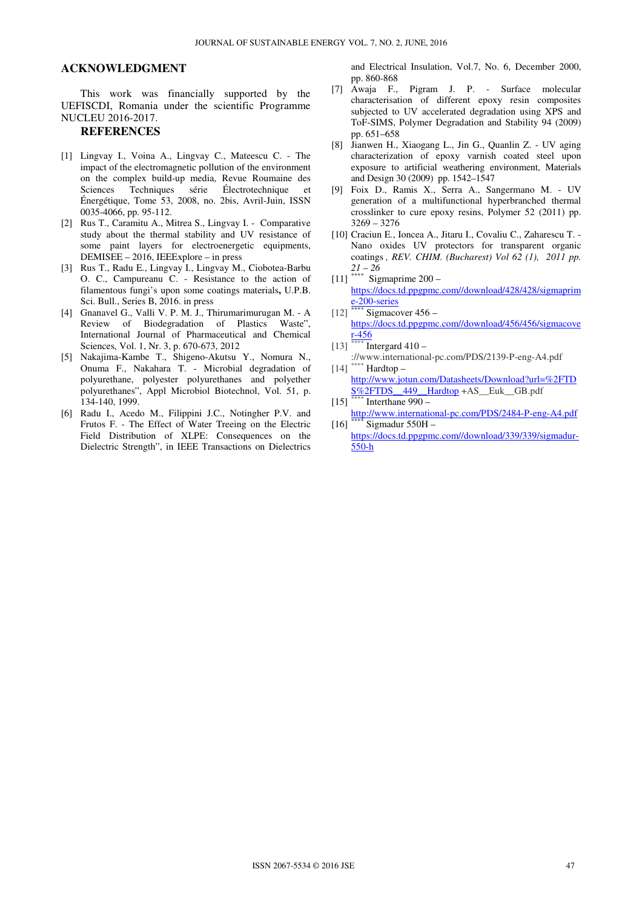## ACKNOWLEDGMENT

This work was financially supported by the UEFISCDI, Romania under the scientific Programme NUCLEU 2016-2017.

## REFERENCES

[1] Lingvay I., Voina A., Lingvay C., Mateescu C. - The impact of the electromagnetic pollution of the environment on the complex build-up media, Revue Roumaine des Sciences Techniques série Électrotechnique et Énergétique, Tome 53, 2008, no. 2bis, Avril-Juin, ISSN 0035-4066, pp. 95-112.

[2] Rus T., Caramitu A., Mitrea S., Lingvay I. - Comparative study about the thermal stability and UV resistance of some paint layers for electroenergetic equipments, DEMISEE – 2016, IEEExplore – in press

[3] Rus T., Radu E., Lingvay I., Lingvay M., Ciobotea-Barbu O. C., Campureanu C. - Resistance to the action of filamentous fungi's upon some coatings materials**,** U.P.B. Sci. Bull., Series B, 2016. in press

[4] Gnanavel G., Valli V. P. M. J., Thirumarimurugan M. - A Review of Biodegradation of Plastics Waste", International Journal of Pharmaceutical and Chemical Sciences, Vol. 1, Nr. 3, p. 670-673, 2012

[5] Nakajima-Kambe T., Shigeno-Akutsu Y., Nomura N., Onuma F., Nakahara T. - Microbial degradation of polyurethane, polyester polyurethanes and polyether polyurethanes", Appl Microbiol Biotechnol, Vol. 51, p. 134-140, 1999.

[6] Radu I., Acedo M., Filippini J.C., Notingher P.V. and Frutos F. - The Effect of Water Treeing on the Electric Field Distribution of XLPE: Consequences on the Dielectric Strength", in IEEE Transactions on Dielectrics and Electrical Insulation, Vol.7, No. 6, December 2000, pp. 860-868

[7] Awaja F., Pigram J. P. - Surface molecular characterisation of different epoxy resin composites subjected to UV accelerated degradation using XPS and ToF-SIMS, Polymer Degradation and Stability 94 (2009) pp. 651–658

[8] Jianwen H., Xiaogang L., Jin G., Quanlin Z. - UV aging characterization of epoxy varnish coated steel upon exposure to artificial weathering environment, Materials and Design 30 (2009) pp. 1542–1547

[9] Foix D., Ramis X., Serra A., Sangermano M. - UV generation of a multifunctional hyperbranched thermal crosslinker to cure epoxy resins, Polymer 52 (2011) pp. 3269 – 3276

[10] Craciun E., Ioncea A., Jitaru I., Covaliu C., Zaharescu T. - Nano oxides UV protectors for transparent organic coatings*, REV. CHIM. (Bucharest) Vol 62 (1), 2011 pp. 21 – 26*

[11] **** Sigmaprime 200 – https://docs.td.ppgpmc.com//download/428/428/sigmaprime-200-series

[12] **** Sigmacover 456 – https://docs.td.ppgpmc.com//download/456/456/sigmacover-456

[13] **** Intergard 410 – ://www.international-pc.com/PDS/2139-P-eng-A4.pdf

[14] **** Hardtop – http://www.jotun.com/Datasheets/Download?url=%2FTDS%2FTDS__449__Hardtop +AS__Euk__GB.pdf

[15] **** Interthane 990 – http://www.international-pc.com/PDS/2484-P-eng-A4.pdf

[16] **** Sigmadur 550H – https://docs.td.ppgpmc.com//download/339/339/sigmadur-550-h